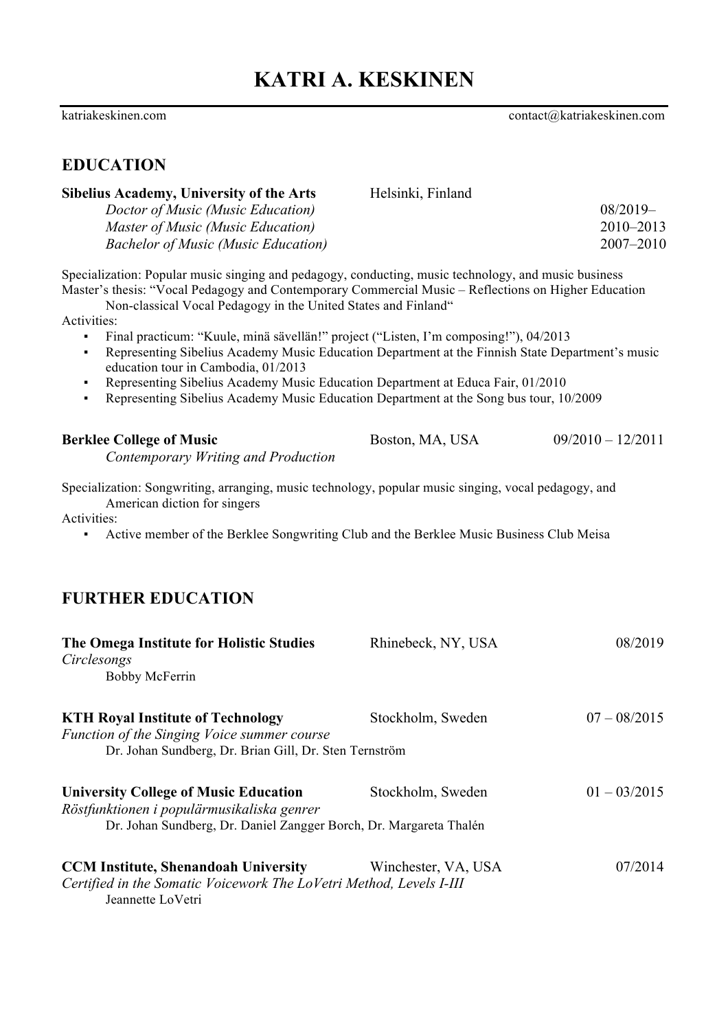# KATRI A. KESKINEN

katriakeskinen.com contact@katriakeskinen.com

## EDUCATION

**Sibelius Academy, University of the Arts** Helsinki, Finland

*Doctor of Music (Music Education)* 08/2019–
*Master of Music (Music Education)* 2010–2013
*Bachelor of Music (Music Education)* 2007–2010

Specialization: Popular music singing and pedagogy, conducting, music technology, and music business
Master's thesis: "Vocal Pedagogy and Contemporary Commercial Music – Reflections on Higher Education Non-classical Vocal Pedagogy in the United States and Finland"
Activities:

- Final practicum: "Kuule, minä sävellän!" project ("Listen, I'm composing!"), 04/2013
- Representing Sibelius Academy Music Education Department at the Finnish State Department's music education tour in Cambodia, 01/2013
- Representing Sibelius Academy Music Education Department at Educa Fair, 01/2010
- Representing Sibelius Academy Music Education Department at the Song bus tour, 10/2009

**Berklee College of Music** Boston, MA, USA 09/2010 – 12/2011
*Contemporary Writing and Production*

Specialization: Songwriting, arranging, music technology, popular music singing, vocal pedagogy, and American diction for singers
Activities:

- Active member of the Berklee Songwriting Club and the Berklee Music Business Club Meisa

## FURTHER EDUCATION

**The Omega Institute for Holistic Studies** Rhinebeck, NY, USA 08/2019
*Circlesongs*
Bobby McFerrin

**KTH Royal Institute of Technology** Stockholm, Sweden 07 – 08/2015
*Function of the Singing Voice summer course*
Dr. Johan Sundberg, Dr. Brian Gill, Dr. Sten Ternström

**University College of Music Education** Stockholm, Sweden 01 – 03/2015
*Röstfunktionen i populärmusikaliska genrer*
Dr. Johan Sundberg, Dr. Daniel Zangger Borch, Dr. Margareta Thalén

**CCM Institute, Shenandoah University** Winchester, VA, USA 07/2014
*Certified in the Somatic Voicework The LoVetri Method, Levels I-III*
Jeannette LoVetri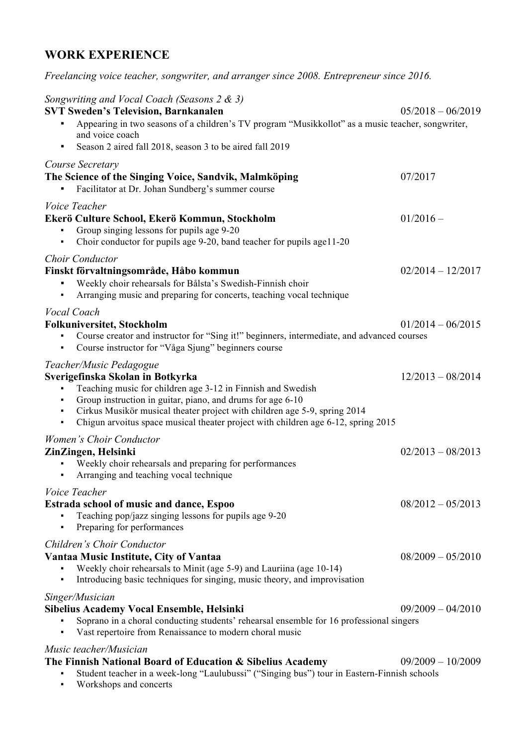## WORK EXPERIENCE

*Freelancing voice teacher, songwriter, and arranger since 2008. Entrepreneur since 2016.*

*Songwriting and Vocal Coach (Seasons 2 & 3)*
**SVT Sweden's Television, Barnkanalen** 05/2018 – 06/2019

- Appearing in two seasons of a children's TV program "Musikkollot" as a music teacher, songwriter, and voice coach
- Season 2 aired fall 2018, season 3 to be aired fall 2019

*Course Secretary*
**The Science of the Singing Voice, Sandvik, Malmköping** 07/2017

- Facilitator at Dr. Johan Sundberg's summer course

*Voice Teacher*
**Ekerö Culture School, Ekerö Kommun, Stockholm** 01/2016 –

- Group singing lessons for pupils age 9-20
- Choir conductor for pupils age 9-20, band teacher for pupils age11-20

*Choir Conductor*
**Finskt förvaltningsområde, Håbo kommun** 02/2014 – 12/2017

- Weekly choir rehearsals for Bålsta's Swedish-Finnish choir
- Arranging music and preparing for concerts, teaching vocal technique

*Vocal Coach*
**Folkuniversitet, Stockholm** 01/2014 – 06/2015

- Course creator and instructor for "Sing it!" beginners, intermediate, and advanced courses
- Course instructor for "Våga Sjung" beginners course

*Teacher/Music Pedagogue*
**Sverigefinska Skolan in Botkyrka** 12/2013 – 08/2014

- Teaching music for children age 3-12 in Finnish and Swedish
- Group instruction in guitar, piano, and drums for age 6-10
- Cirkus Musikör musical theater project with children age 5-9, spring 2014
- Chigun arvoitus space musical theater project with children age 6-12, spring 2015

*Women's Choir Conductor*
**ZinZingen, Helsinki** 02/2013 – 08/2013

- Weekly choir rehearsals and preparing for performances
- Arranging and teaching vocal technique

*Voice Teacher*
**Estrada school of music and dance, Espoo** 08/2012 – 05/2013

- Teaching pop/jazz singing lessons for pupils age 9-20
- Preparing for performances

*Children's Choir Conductor*
**Vantaa Music Institute, City of Vantaa** 08/2009 – 05/2010

- Weekly choir rehearsals to Minit (age 5-9) and Lauriina (age 10-14)
- Introducing basic techniques for singing, music theory, and improvisation

*Singer/Musician*
**Sibelius Academy Vocal Ensemble, Helsinki** 09/2009 – 04/2010

- Soprano in a choral conducting students' rehearsal ensemble for 16 professional singers
- Vast repertoire from Renaissance to modern choral music

*Music teacher/Musician*
**The Finnish National Board of Education & Sibelius Academy** 09/2009 – 10/2009

- Student teacher in a week-long "Laulubussi" ("Singing bus") tour in Eastern-Finnish schools
- Workshops and concerts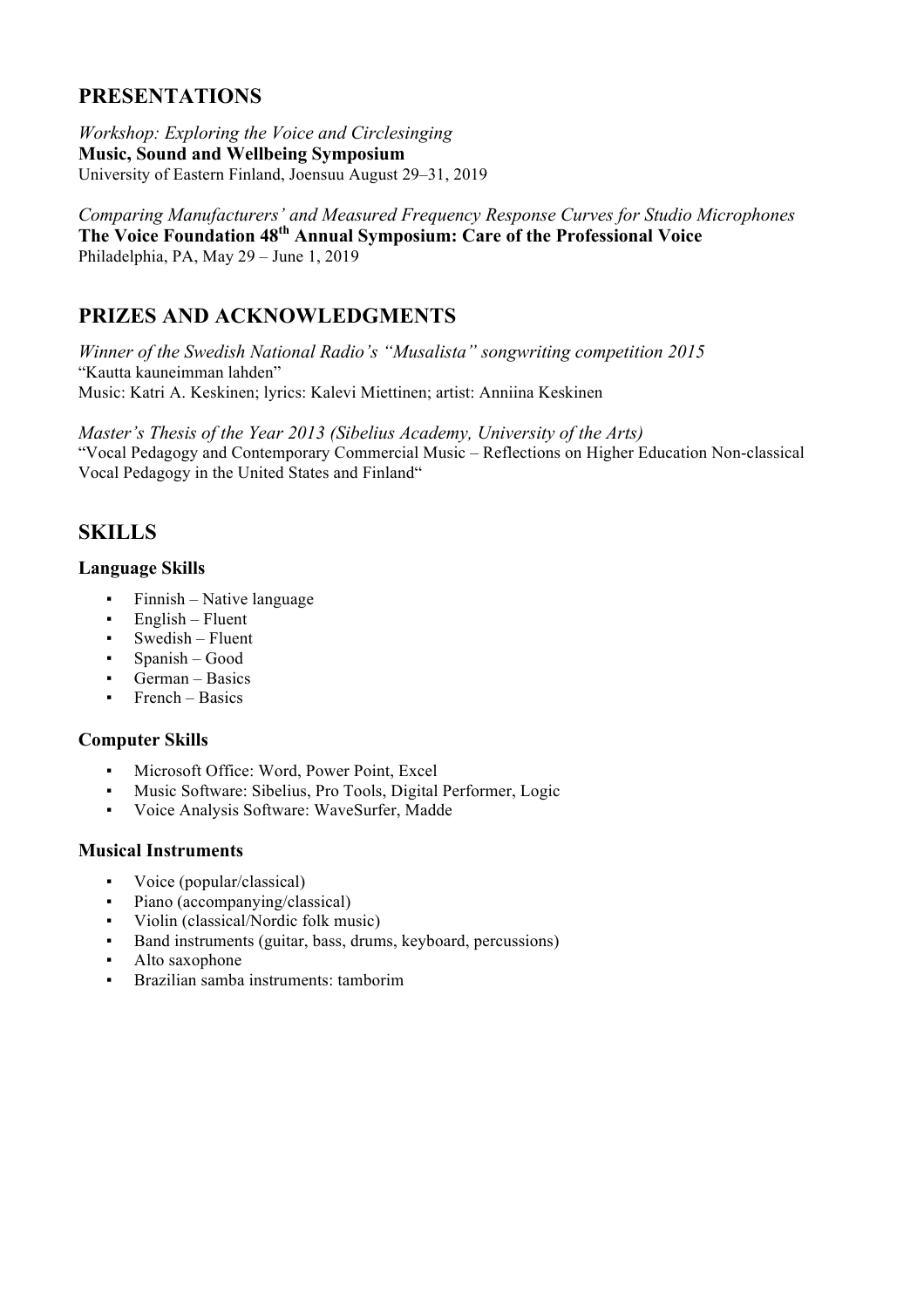## PRESENTATIONS

*Workshop: Exploring the Voice and Circlesinging*
**Music, Sound and Wellbeing Symposium**
University of Eastern Finland, Joensuu August 29–31, 2019

*Comparing Manufacturers' and Measured Frequency Response Curves for Studio Microphones*
**The Voice Foundation 48th Annual Symposium: Care of the Professional Voice**
Philadelphia, PA, May 29 – June 1, 2019

## PRIZES AND ACKNOWLEDGMENTS

*Winner of the Swedish National Radio's "Musalista" songwriting competition 2015*
"Kautta kauneimman lahden"
Music: Katri A. Keskinen; lyrics: Kalevi Miettinen; artist: Anniina Keskinen

*Master's Thesis of the Year 2013 (Sibelius Academy, University of the Arts)*
"Vocal Pedagogy and Contemporary Commercial Music – Reflections on Higher Education Non-classical Vocal Pedagogy in the United States and Finland"

## SKILLS

### Language Skills

- Finnish – Native language
- English – Fluent
- Swedish – Fluent
- Spanish – Good
- German – Basics
- French – Basics

### Computer Skills

- Microsoft Office: Word, Power Point, Excel
- Music Software: Sibelius, Pro Tools, Digital Performer, Logic
- Voice Analysis Software: WaveSurfer, Madde

### Musical Instruments

- Voice (popular/classical)
- Piano (accompanying/classical)
- Violin (classical/Nordic folk music)
- Band instruments (guitar, bass, drums, keyboard, percussions)
- Alto saxophone
- Brazilian samba instruments: tamborim